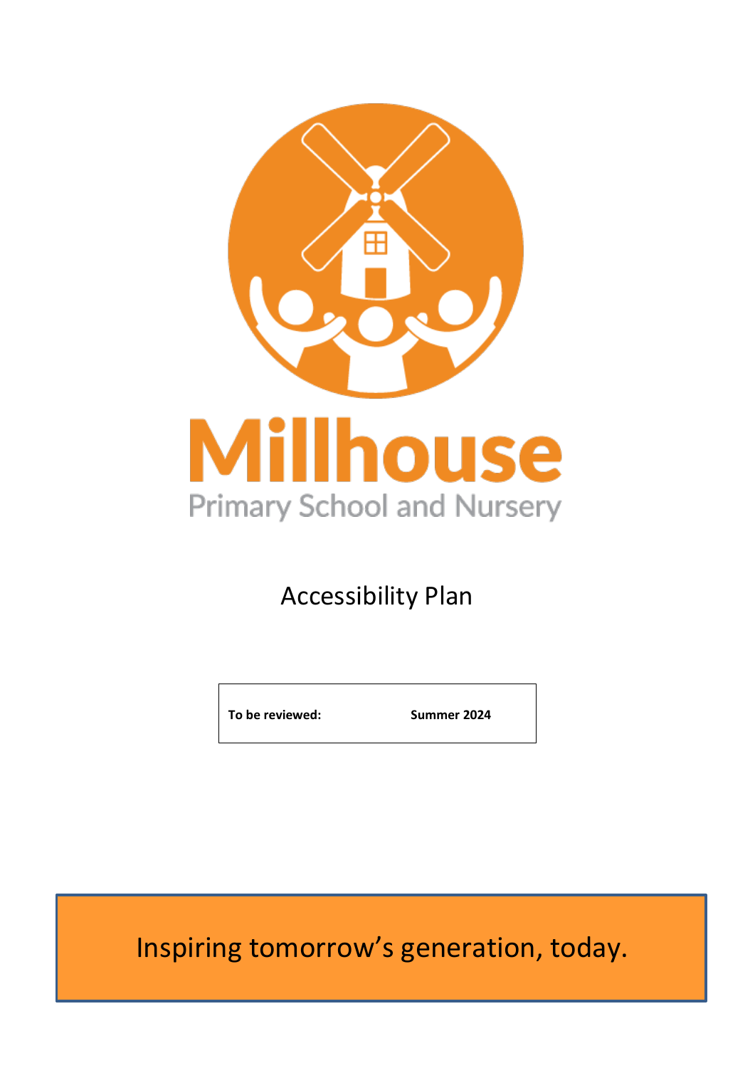# Millhouse

Primary School and Nursery

## Accessibility Plan

| **To be reviewed:** | **Summer 2024** |
| --- | --- |

Inspiring tomorrow's generation, today.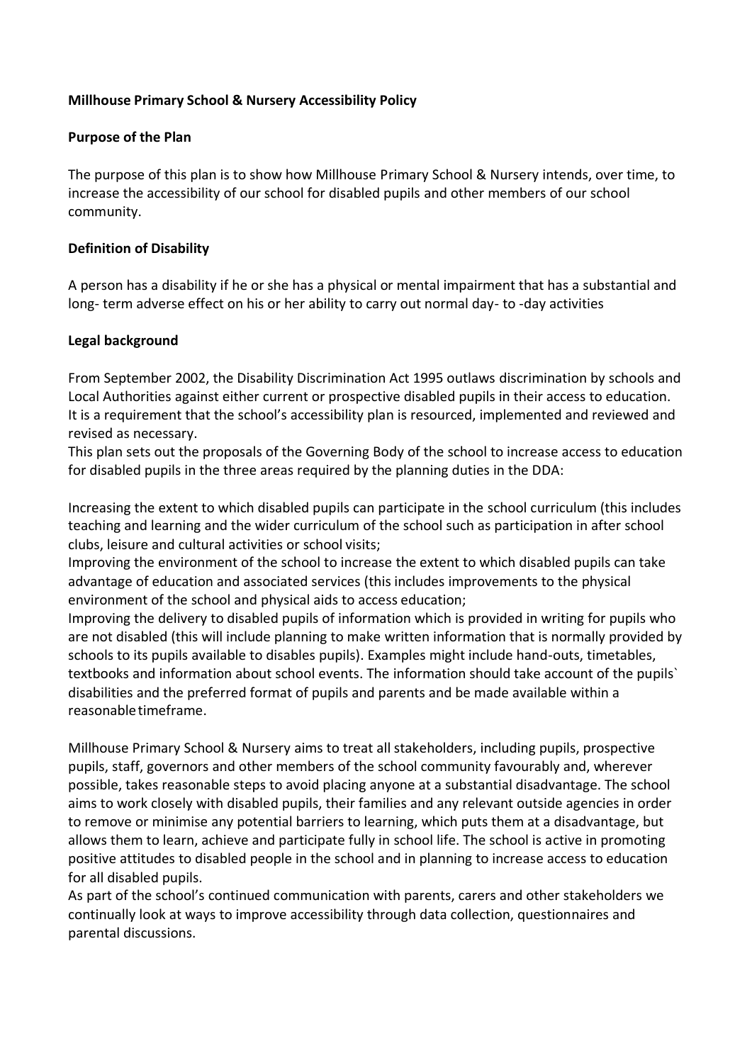**Millhouse Primary School & Nursery Accessibility Policy**

**Purpose of the Plan**

The purpose of this plan is to show how Millhouse Primary School & Nursery intends, over time, to increase the accessibility of our school for disabled pupils and other members of our school community.

**Definition of Disability**

A person has a disability if he or she has a physical or mental impairment that has a substantial and long- term adverse effect on his or her ability to carry out normal day- to -day activities

**Legal background**

From September 2002, the Disability Discrimination Act 1995 outlaws discrimination by schools and Local Authorities against either current or prospective disabled pupils in their access to education. It is a requirement that the school's accessibility plan is resourced, implemented and reviewed and revised as necessary.
This plan sets out the proposals of the Governing Body of the school to increase access to education for disabled pupils in the three areas required by the planning duties in the DDA:

Increasing the extent to which disabled pupils can participate in the school curriculum (this includes teaching and learning and the wider curriculum of the school such as participation in after school clubs, leisure and cultural activities or school visits;
Improving the environment of the school to increase the extent to which disabled pupils can take advantage of education and associated services (this includes improvements to the physical environment of the school and physical aids to access education;
Improving the delivery to disabled pupils of information which is provided in writing for pupils who are not disabled (this will include planning to make written information that is normally provided by schools to its pupils available to disables pupils). Examples might include hand-outs, timetables, textbooks and information about school events. The information should take account of the pupils` disabilities and the preferred format of pupils and parents and be made available within a reasonable timeframe.

Millhouse Primary School & Nursery aims to treat all stakeholders, including pupils, prospective pupils, staff, governors and other members of the school community favourably and, wherever possible, takes reasonable steps to avoid placing anyone at a substantial disadvantage. The school aims to work closely with disabled pupils, their families and any relevant outside agencies in order to remove or minimise any potential barriers to learning, which puts them at a disadvantage, but allows them to learn, achieve and participate fully in school life. The school is active in promoting positive attitudes to disabled people in the school and in planning to increase access to education for all disabled pupils.
As part of the school's continued communication with parents, carers and other stakeholders we continually look at ways to improve accessibility through data collection, questionnaires and parental discussions.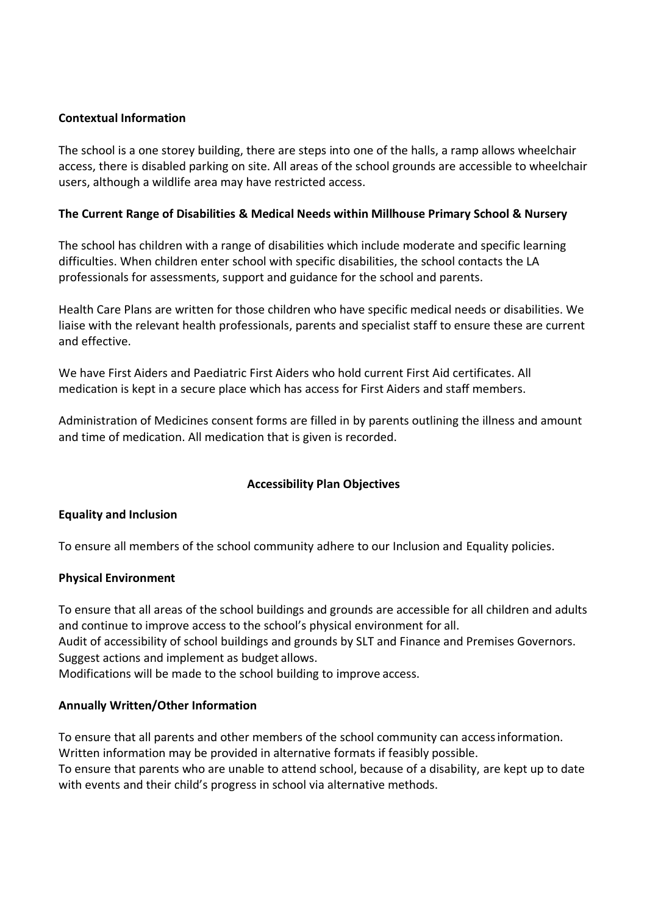**Contextual Information**

The school is a one storey building, there are steps into one of the halls, a ramp allows wheelchair access, there is disabled parking on site. All areas of the school grounds are accessible to wheelchair users, although a wildlife area may have restricted access.

**The Current Range of Disabilities & Medical Needs within Millhouse Primary School & Nursery**

The school has children with a range of disabilities which include moderate and specific learning difficulties. When children enter school with specific disabilities, the school contacts the LA professionals for assessments, support and guidance for the school and parents.

Health Care Plans are written for those children who have specific medical needs or disabilities. We liaise with the relevant health professionals, parents and specialist staff to ensure these are current and effective.

We have First Aiders and Paediatric First Aiders who hold current First Aid certificates. All medication is kept in a secure place which has access for First Aiders and staff members.

Administration of Medicines consent forms are filled in by parents outlining the illness and amount and time of medication. All medication that is given is recorded.

**Accessibility Plan Objectives**

**Equality and Inclusion**

To ensure all members of the school community adhere to our Inclusion and Equality policies.

**Physical Environment**

To ensure that all areas of the school buildings and grounds are accessible for all children and adults and continue to improve access to the school's physical environment for all.
Audit of accessibility of school buildings and grounds by SLT and Finance and Premises Governors.
Suggest actions and implement as budget allows.
Modifications will be made to the school building to improve access.

**Annually Written/Other Information**

To ensure that all parents and other members of the school community can access information.
Written information may be provided in alternative formats if feasibly possible.
To ensure that parents who are unable to attend school, because of a disability, are kept up to date with events and their child's progress in school via alternative methods.